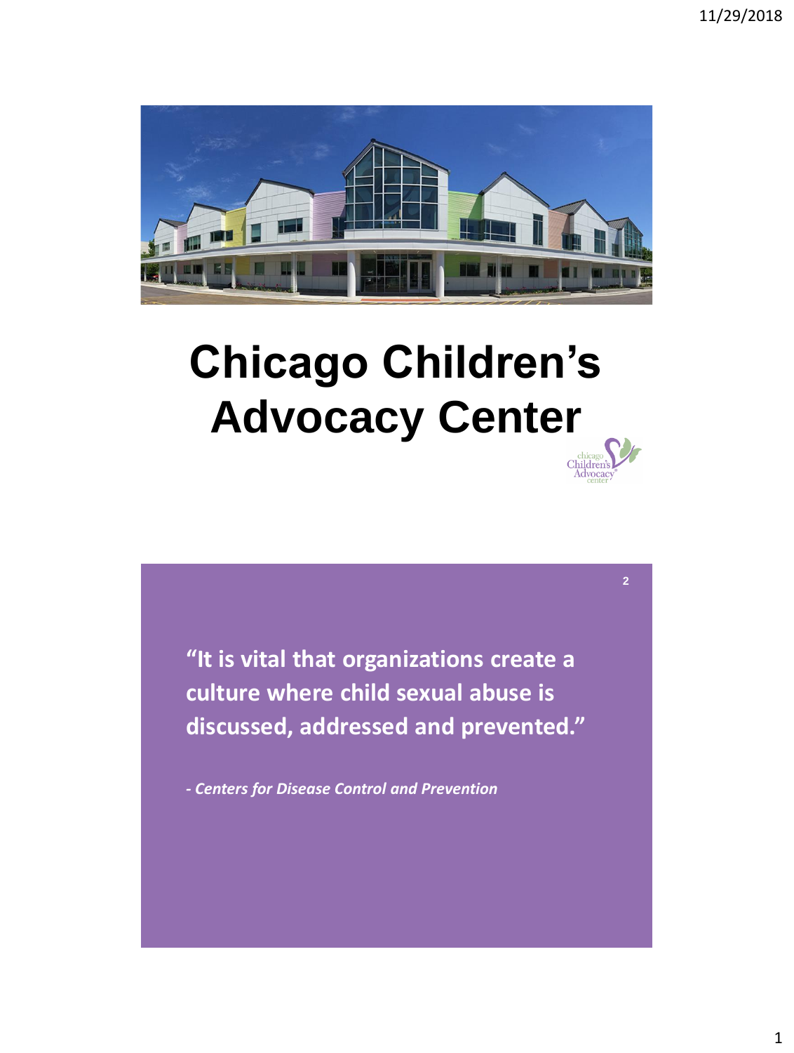# Chicago Children's Advocacy Center

**"It is vital that organizations create a culture where child sexual abuse is discussed, addressed and prevented."**

***- Centers for Disease Control and Prevention***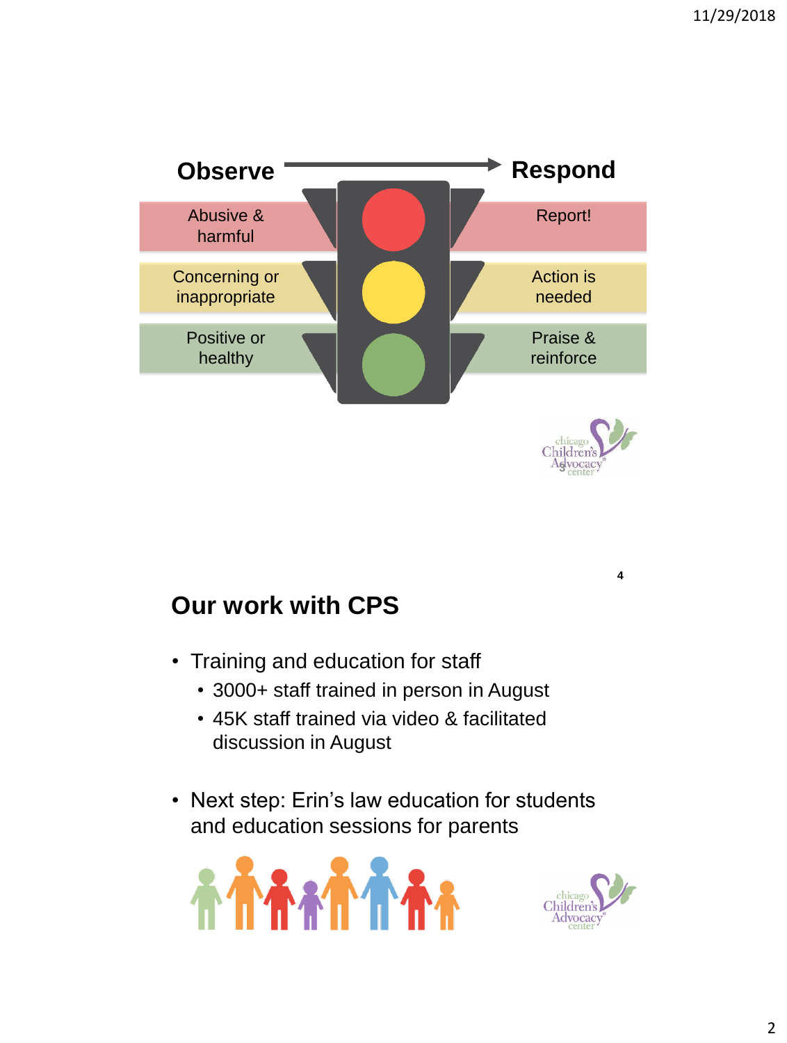| Observe | → | Respond |
|---|---|---|
| Abusive & harmful | 🔴 | Report! |
| Concerning or inappropriate | 🟡 | Action is needed |
| Positive or healthy | 🟢 | Praise & reinforce |

## Our work with CPS

- Training and education for staff
  - 3000+ staff trained in person in August
  - 45K staff trained via video & facilitated discussion in August

- Next step: Erin's law education for students and education sessions for parents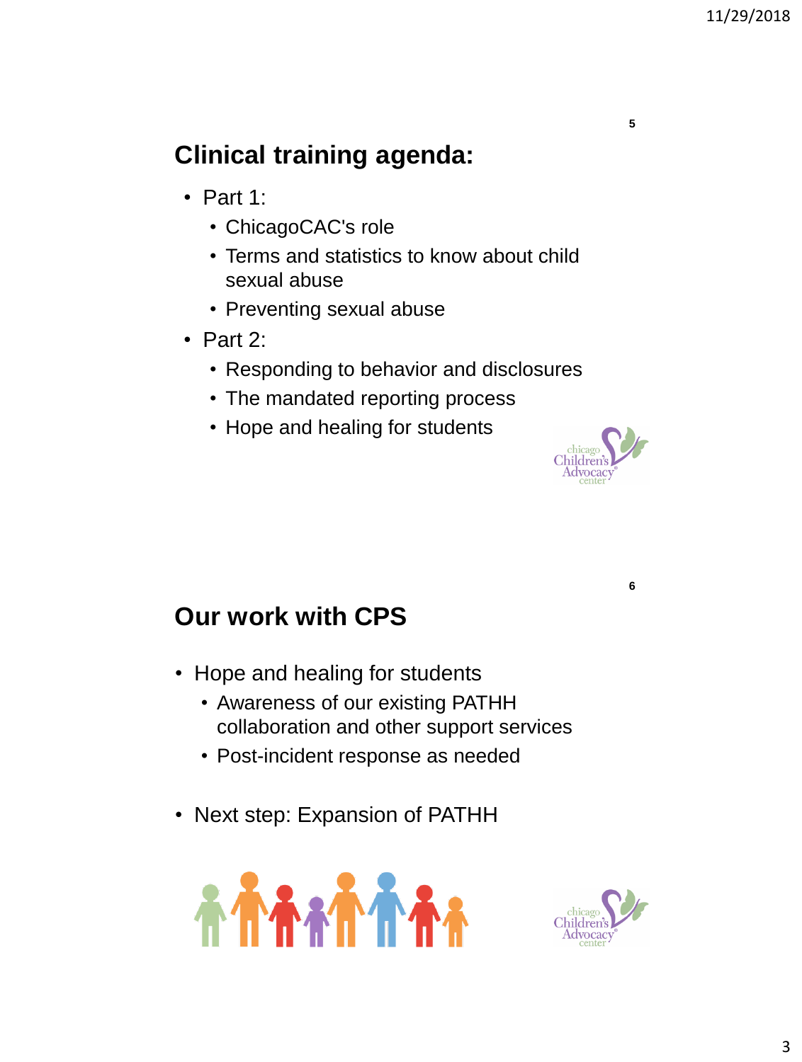## Clinical training agenda:

- Part 1:
  - ChicagoCAC's role
  - Terms and statistics to know about child sexual abuse
  - Preventing sexual abuse
- Part 2:
  - Responding to behavior and disclosures
  - The mandated reporting process
  - Hope and healing for students

## Our work with CPS

- Hope and healing for students
  - Awareness of our existing PATHH collaboration and other support services
  - Post-incident response as needed
- Next step: Expansion of PATHH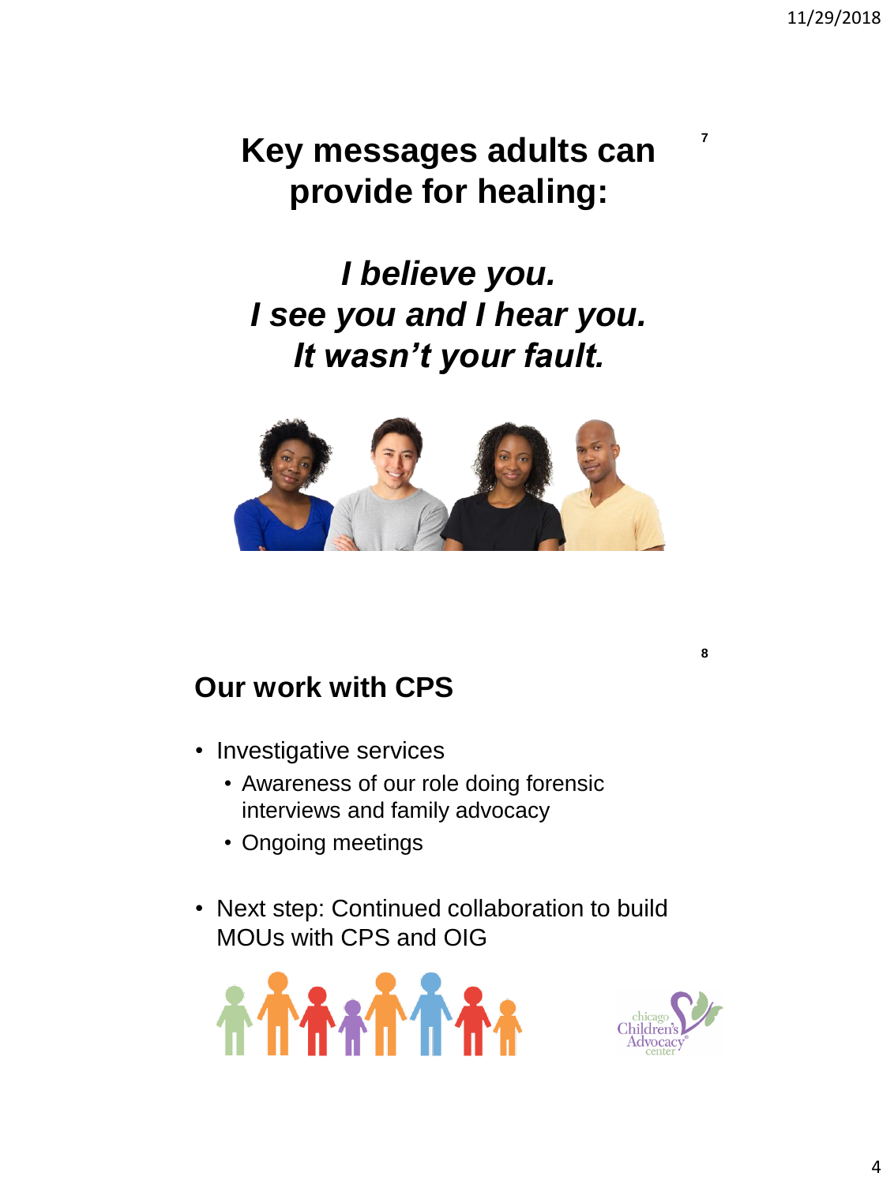# Key messages adults can provide for healing:

***I believe you.***
***I see you and I hear you.***
***It wasn't your fault.***

## Our work with CPS

- Investigative services
  - Awareness of our role doing forensic interviews and family advocacy
  - Ongoing meetings
- Next step: Continued collaboration to build MOUs with CPS and OIG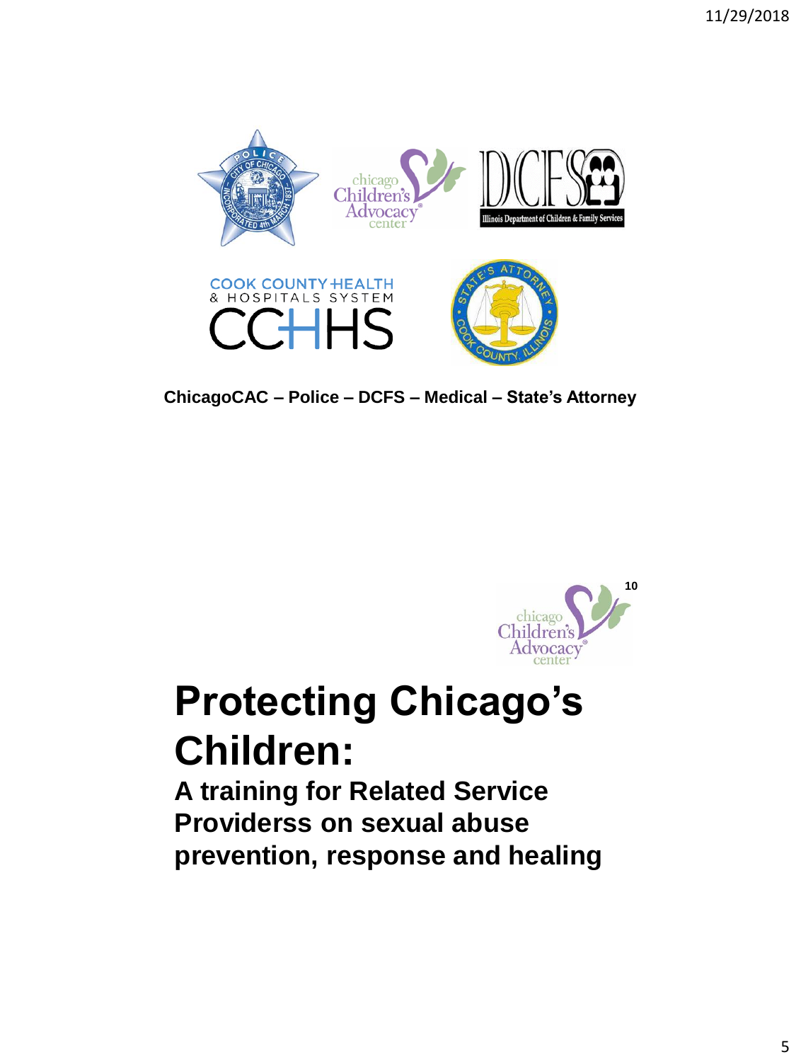ChicagoCAC – Police – DCFS – Medical – State's Attorney

10

# Protecting Chicago's Children:

## A training for Related Service Providerss on sexual abuse prevention, response and healing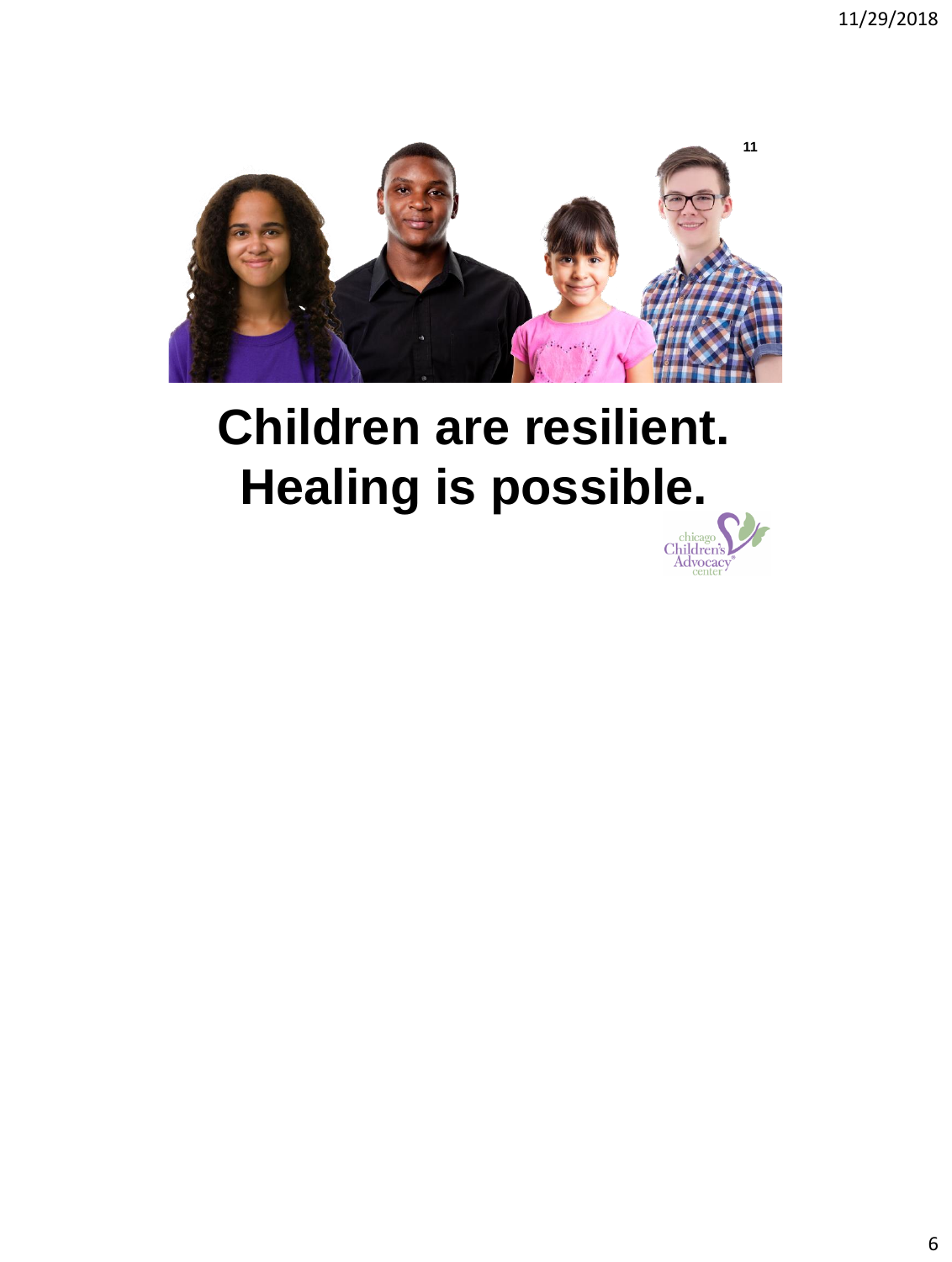11

# Children are resilient. Healing is possible.

chicago Children's Advocacy center